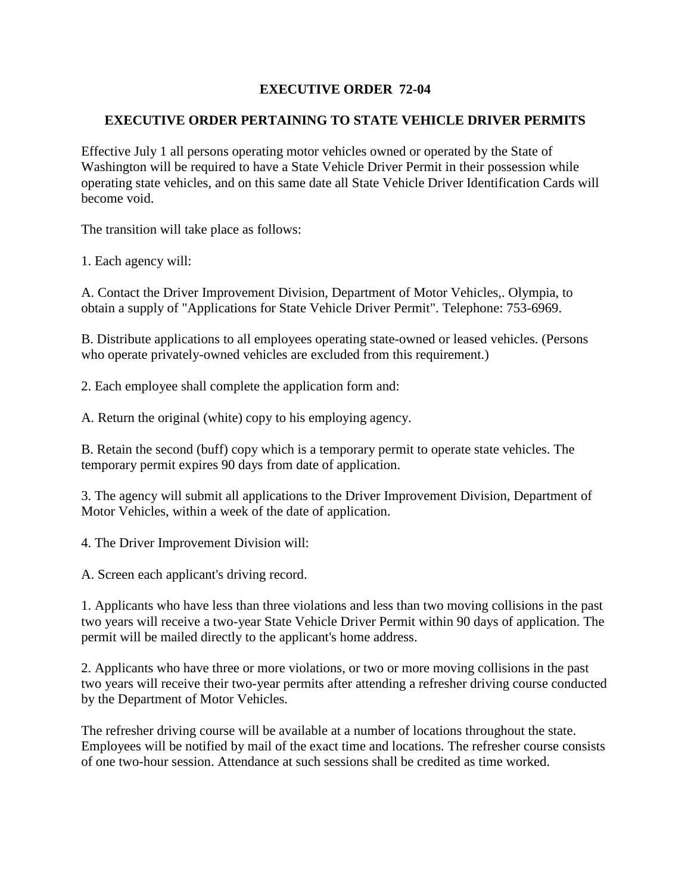# EXECUTIVE ORDER 72-04

## EXECUTIVE ORDER PERTAINING TO STATE VEHICLE DRIVER PERMITS

Effective July 1 all persons operating motor vehicles owned or operated by the State of Washington will be required to have a State Vehicle Driver Permit in their possession while operating state vehicles, and on this same date all State Vehicle Driver Identification Cards will become void.

The transition will take place as follows:

1. Each agency will:

A. Contact the Driver Improvement Division, Department of Motor Vehicles,. Olympia, to obtain a supply of "Applications for State Vehicle Driver Permit". Telephone: 753-6969.

B. Distribute applications to all employees operating state-owned or leased vehicles. (Persons who operate privately-owned vehicles are excluded from this requirement.)

2. Each employee shall complete the application form and:

A. Return the original (white) copy to his employing agency.

B. Retain the second (buff) copy which is a temporary permit to operate state vehicles. The temporary permit expires 90 days from date of application.

3. The agency will submit all applications to the Driver Improvement Division, Department of Motor Vehicles, within a week of the date of application.

4. The Driver Improvement Division will:

A. Screen each applicant's driving record.

1. Applicants who have less than three violations and less than two moving collisions in the past two years will receive a two-year State Vehicle Driver Permit within 90 days of application. The permit will be mailed directly to the applicant's home address.

2. Applicants who have three or more violations, or two or more moving collisions in the past two years will receive their two-year permits after attending a refresher driving course conducted by the Department of Motor Vehicles.

The refresher driving course will be available at a number of locations throughout the state. Employees will be notified by mail of the exact time and locations. The refresher course consists of one two-hour session. Attendance at such sessions shall be credited as time worked.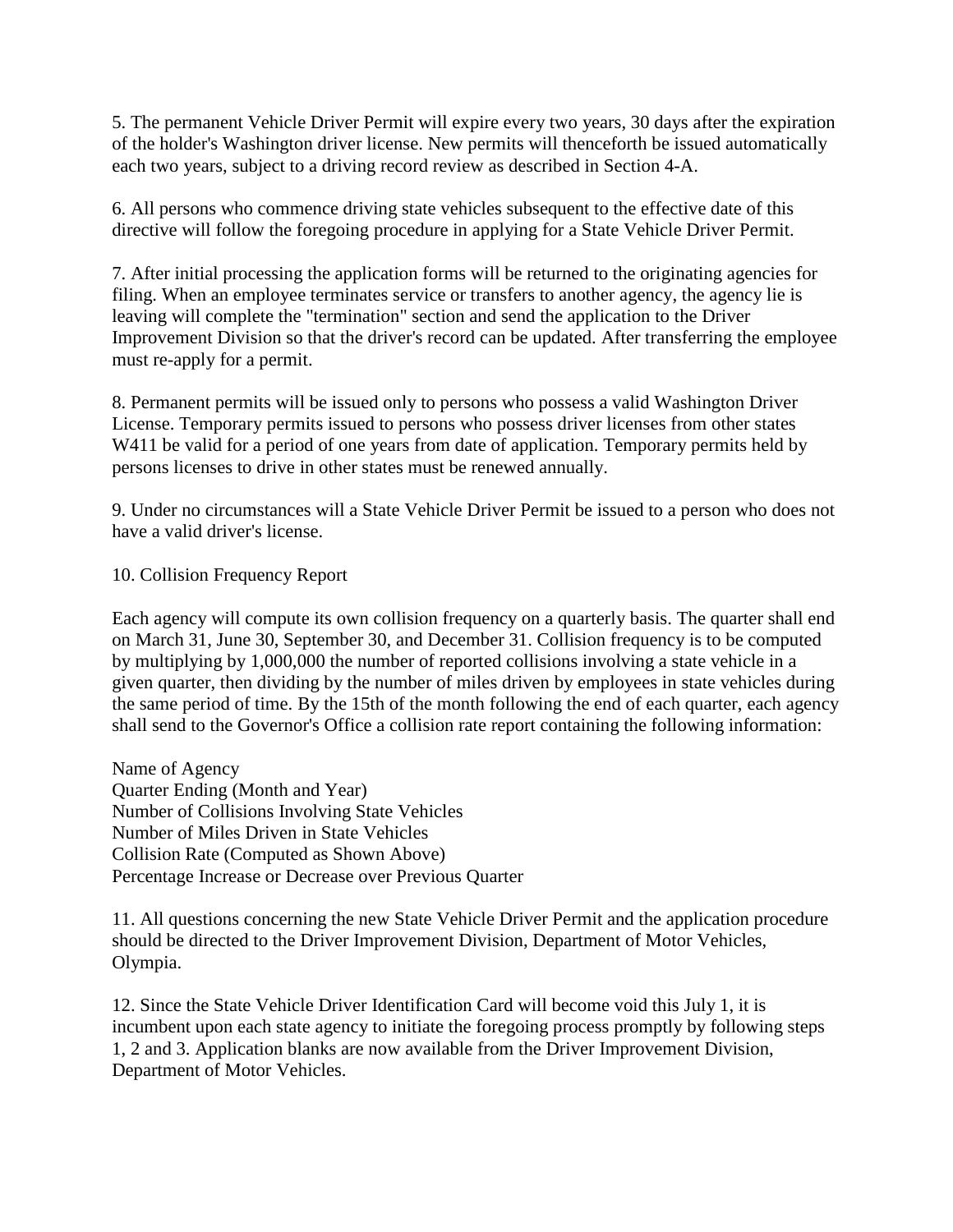5. The permanent Vehicle Driver Permit will expire every two years, 30 days after the expiration of the holder's Washington driver license. New permits will thenceforth be issued automatically each two years, subject to a driving record review as described in Section 4-A.

6. All persons who commence driving state vehicles subsequent to the effective date of this directive will follow the foregoing procedure in applying for a State Vehicle Driver Permit.

7. After initial processing the application forms will be returned to the originating agencies for filing. When an employee terminates service or transfers to another agency, the agency lie is leaving will complete the "termination" section and send the application to the Driver Improvement Division so that the driver's record can be updated. After transferring the employee must re-apply for a permit.

8. Permanent permits will be issued only to persons who possess a valid Washington Driver License. Temporary permits issued to persons who possess driver licenses from other states W411 be valid for a period of one years from date of application. Temporary permits held by persons licenses to drive in other states must be renewed annually.

9. Under no circumstances will a State Vehicle Driver Permit be issued to a person who does not have a valid driver's license.

10. Collision Frequency Report

Each agency will compute its own collision frequency on a quarterly basis. The quarter shall end on March 31, June 30, September 30, and December 31. Collision frequency is to be computed by multiplying by 1,000,000 the number of reported collisions involving a state vehicle in a given quarter, then dividing by the number of miles driven by employees in state vehicles during the same period of time. By the 15th of the month following the end of each quarter, each agency shall send to the Governor's Office a collision rate report containing the following information:

Name of Agency
Quarter Ending (Month and Year)
Number of Collisions Involving State Vehicles
Number of Miles Driven in State Vehicles
Collision Rate (Computed as Shown Above)
Percentage Increase or Decrease over Previous Quarter

11. All questions concerning the new State Vehicle Driver Permit and the application procedure should be directed to the Driver Improvement Division, Department of Motor Vehicles, Olympia.

12. Since the State Vehicle Driver Identification Card will become void this July 1, it is incumbent upon each state agency to initiate the foregoing process promptly by following steps 1, 2 and 3. Application blanks are now available from the Driver Improvement Division, Department of Motor Vehicles.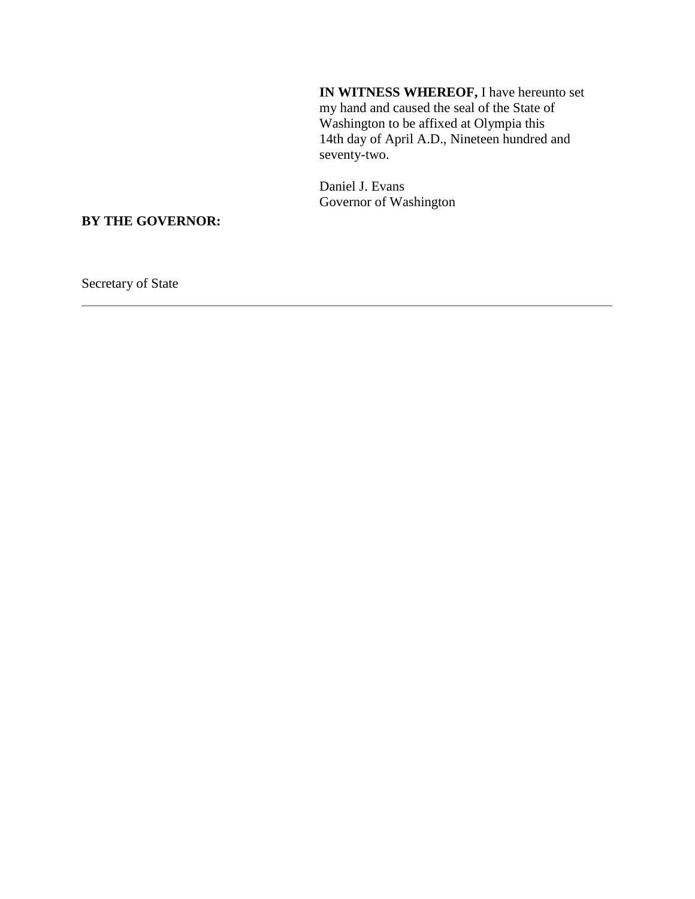**IN WITNESS WHEREOF,** I have hereunto set my hand and caused the seal of the State of Washington to be affixed at Olympia this 14th day of April A.D., Nineteen hundred and seventy-two.

Daniel J. Evans
Governor of Washington

**BY THE GOVERNOR:**

Secretary of State

---